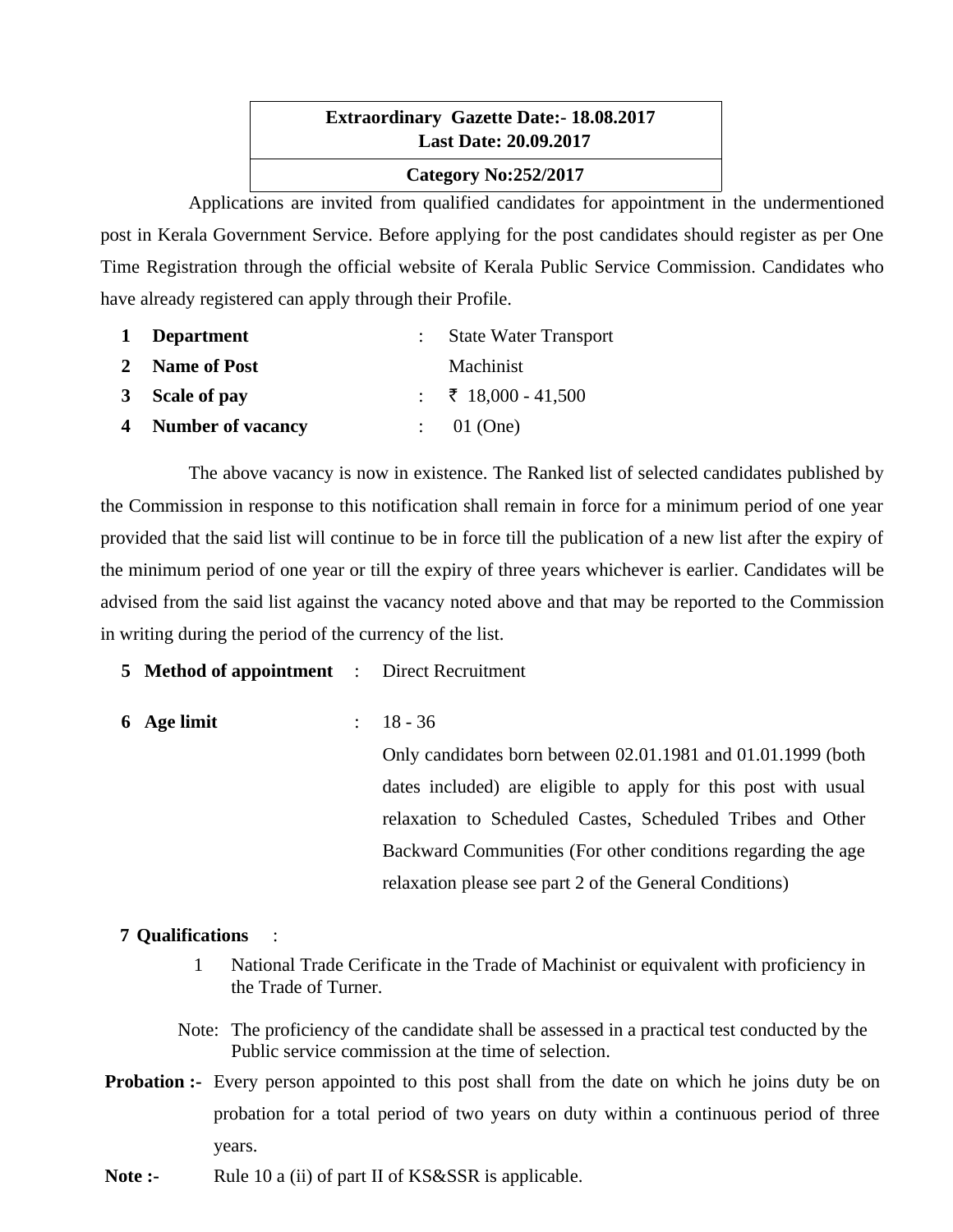**Extraordinary Gazette Date:- 18.08.2017**
**Last Date: 20.09.2017**

**Category No:252/2017**

Applications are invited from qualified candidates for appointment in the undermentioned post in Kerala Government Service. Before applying for the post candidates should register as per One Time Registration through the official website of Kerala Public Service Commission. Candidates who have already registered can apply through their Profile.

| | | | |
|---|---|---|---|
| **1** | **Department** | : | State Water Transport |
| **2** | **Name of Post** | | Machinist |
| **3** | **Scale of pay** | : | ₹ 18,000 - 41,500 |
| **4** | **Number of vacancy** | : | 01 (One) |

The above vacancy is now in existence. The Ranked list of selected candidates published by the Commission in response to this notification shall remain in force for a minimum period of one year provided that the said list will continue to be in force till the publication of a new list after the expiry of the minimum period of one year or till the expiry of three years whichever is earlier. Candidates will be advised from the said list against the vacancy noted above and that may be reported to the Commission in writing during the period of the currency of the list.

**5 Method of appointment** : Direct Recruitment

**6 Age limit** : 18 - 36

Only candidates born between 02.01.1981 and 01.01.1999 (both dates included) are eligible to apply for this post with usual relaxation to Scheduled Castes, Scheduled Tribes and Other Backward Communities (For other conditions regarding the age relaxation please see part 2 of the General Conditions)

**7 Qualifications** :

1. National Trade Cerificate in the Trade of Machinist or equivalent with proficiency in the Trade of Turner.

Note: The proficiency of the candidate shall be assessed in a practical test conducted by the Public service commission at the time of selection.

**Probation :-** Every person appointed to this post shall from the date on which he joins duty be on probation for a total period of two years on duty within a continuous period of three years.

**Note :-** Rule 10 a (ii) of part II of KS&SSR is applicable.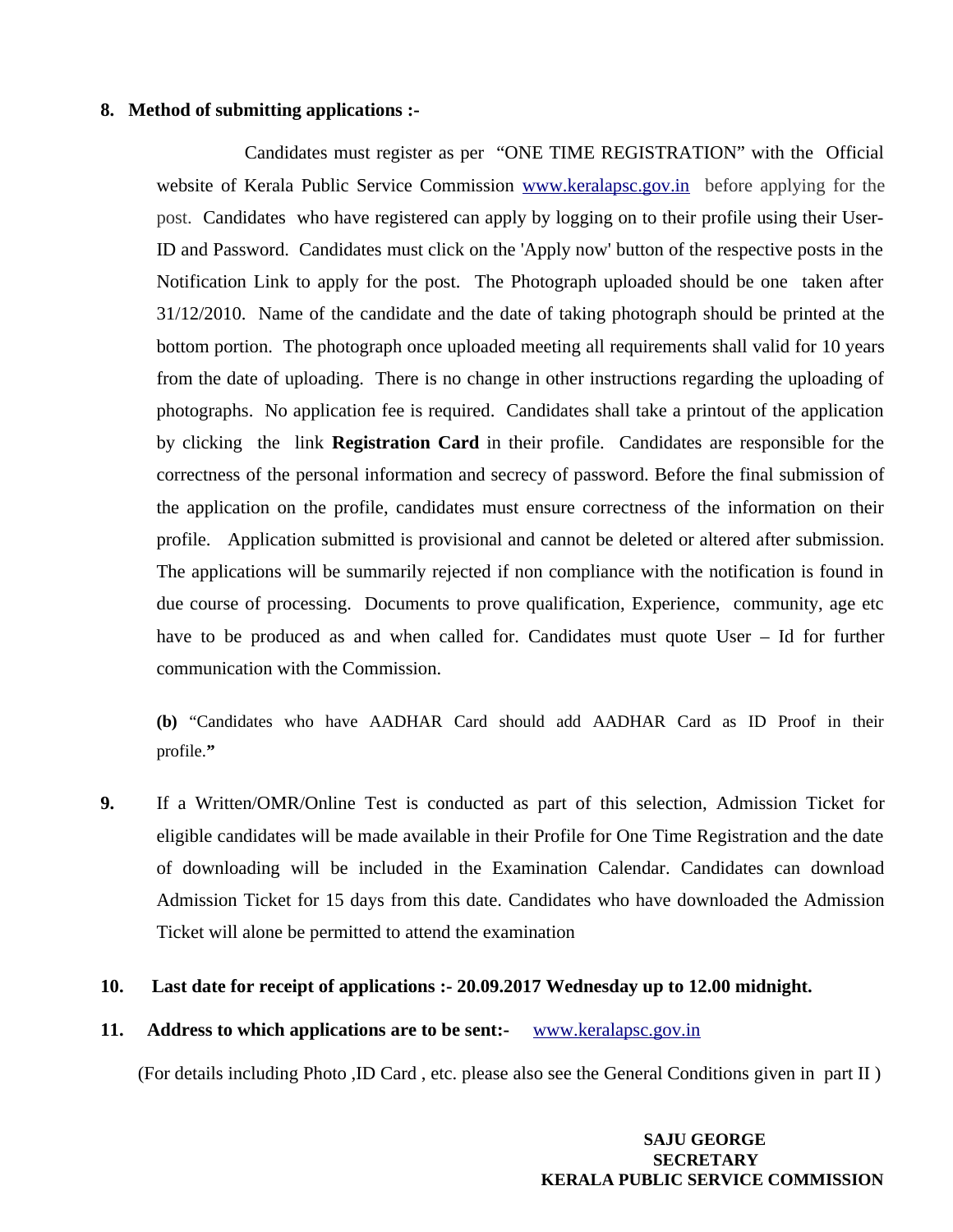**8. Method of submitting applications :-**

Candidates must register as per "ONE TIME REGISTRATION" with the Official website of Kerala Public Service Commission www.keralapsc.gov.in before applying for the post. Candidates who have registered can apply by logging on to their profile using their User-ID and Password. Candidates must click on the 'Apply now' button of the respective posts in the Notification Link to apply for the post. The Photograph uploaded should be one taken after 31/12/2010. Name of the candidate and the date of taking photograph should be printed at the bottom portion. The photograph once uploaded meeting all requirements shall valid for 10 years from the date of uploading. There is no change in other instructions regarding the uploading of photographs. No application fee is required. Candidates shall take a printout of the application by clicking the link **Registration Card** in their profile. Candidates are responsible for the correctness of the personal information and secrecy of password. Before the final submission of the application on the profile, candidates must ensure correctness of the information on their profile. Application submitted is provisional and cannot be deleted or altered after submission. The applications will be summarily rejected if non compliance with the notification is found in due course of processing. Documents to prove qualification, Experience, community, age etc have to be produced as and when called for. Candidates must quote User – Id for further communication with the Commission.

**(b)** "Candidates who have AADHAR Card should add AADHAR Card as ID Proof in their profile.**"**

**9.** If a Written/OMR/Online Test is conducted as part of this selection, Admission Ticket for eligible candidates will be made available in their Profile for One Time Registration and the date of downloading will be included in the Examination Calendar. Candidates can download Admission Ticket for 15 days from this date. Candidates who have downloaded the Admission Ticket will alone be permitted to attend the examination

**10. Last date for receipt of applications :- 20.09.2017 Wednesday up to 12.00 midnight.**

**11. Address to which applications are to be sent:-** www.keralapsc.gov.in

(For details including Photo ,ID Card , etc. please also see the General Conditions given in part II )

**SAJU GEORGE**
**SECRETARY**
**KERALA PUBLIC SERVICE COMMISSION**